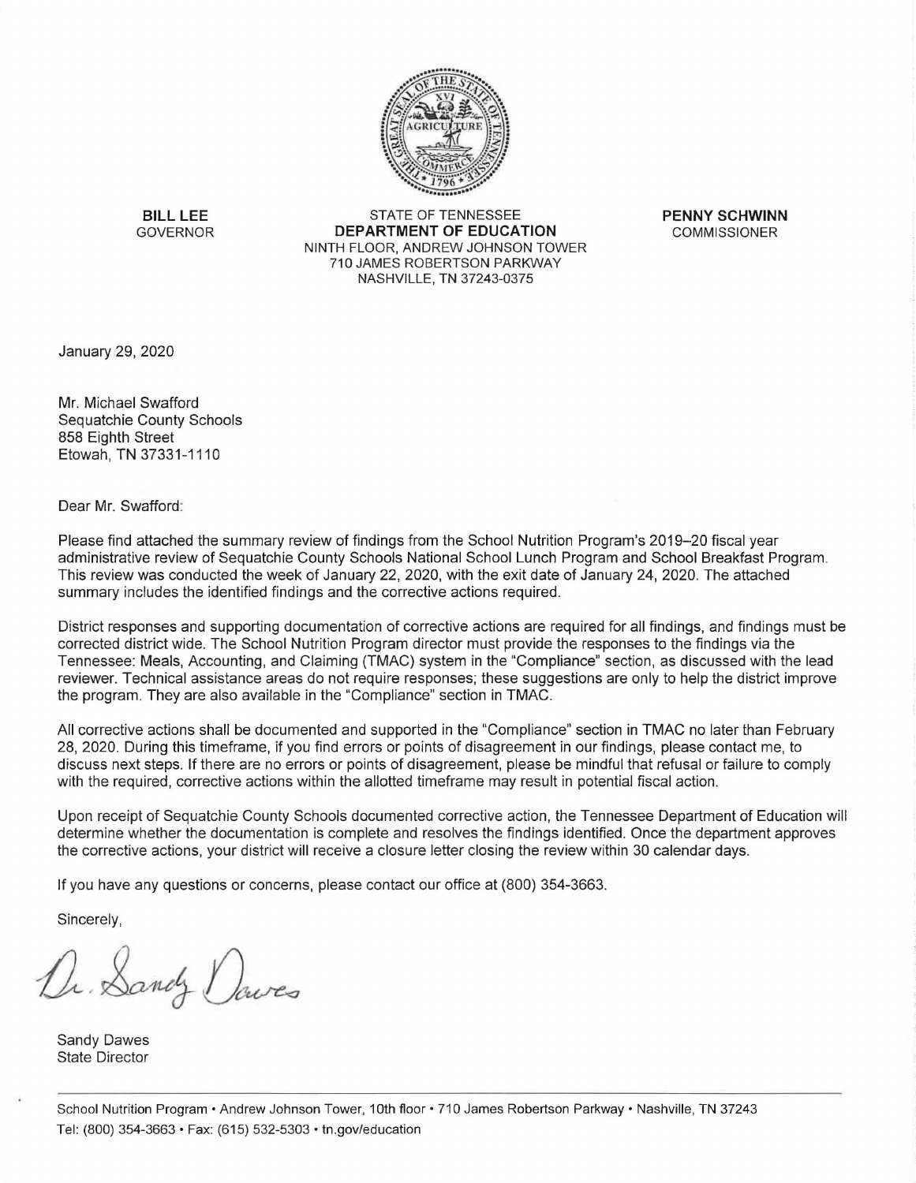**BILL LEE**
GOVERNOR

STATE OF TENNESSEE
**DEPARTMENT OF EDUCATION**
NINTH FLOOR, ANDREW JOHNSON TOWER
710 JAMES ROBERTSON PARKWAY
NASHVILLE, TN 37243-0375

**PENNY SCHWINN**
COMMISSIONER

January 29, 2020

Mr. Michael Swafford
Sequatchie County Schools
858 Eighth Street
Etowah, TN 37331-1110

Dear Mr. Swafford:

Please find attached the summary review of findings from the School Nutrition Program's 2019–20 fiscal year administrative review of Sequatchie County Schools National School Lunch Program and School Breakfast Program. This review was conducted the week of January 22, 2020, with the exit date of January 24, 2020. The attached summary includes the identified findings and the corrective actions required.

District responses and supporting documentation of corrective actions are required for all findings, and findings must be corrected district wide. The School Nutrition Program director must provide the responses to the findings via the Tennessee: Meals, Accounting, and Claiming (TMAC) system in the "Compliance" section, as discussed with the lead reviewer. Technical assistance areas do not require responses; these suggestions are only to help the district improve the program. They are also available in the "Compliance" section in TMAC.

All corrective actions shall be documented and supported in the "Compliance" section in TMAC no later than February 28, 2020. During this timeframe, if you find errors or points of disagreement in our findings, please contact me, to discuss next steps. If there are no errors or points of disagreement, please be mindful that refusal or failure to comply with the required, corrective actions within the allotted timeframe may result in potential fiscal action.

Upon receipt of Sequatchie County Schools documented corrective action, the Tennessee Department of Education will determine whether the documentation is complete and resolves the findings identified. Once the department approves the corrective actions, your district will receive a closure letter closing the review within 30 calendar days.

If you have any questions or concerns, please contact our office at (800) 354-3663.

Sincerely,

Dr. Sandy Dawes

Sandy Dawes
State Director

School Nutrition Program • Andrew Johnson Tower, 10th floor • 710 James Robertson Parkway • Nashville, TN 37243
Tel: (800) 354-3663 • Fax: (615) 532-5303 • tn.gov/education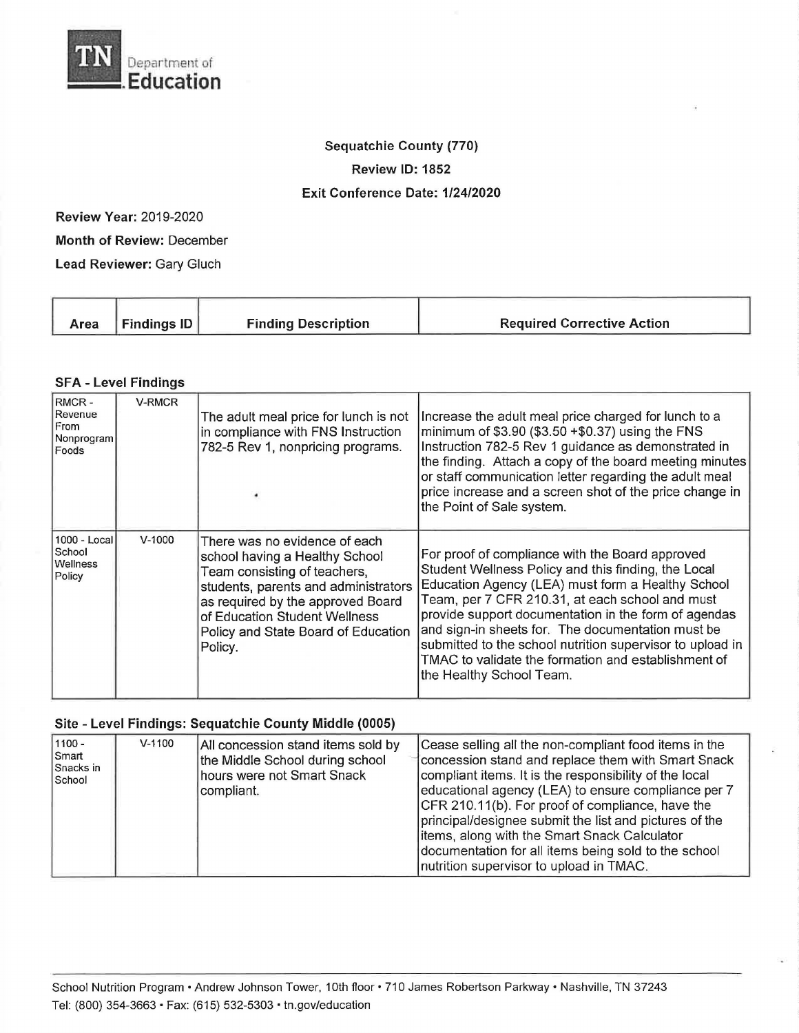TN Department of Education

**Sequatchie County (770)**

**Review ID: 1852**

**Exit Conference Date: 1/24/2020**

**Review Year:** 2019-2020

**Month of Review:** December

**Lead Reviewer:** Gary Gluch

| Area | Findings ID | Finding Description | Required Corrective Action |
|---|---|---|---|
| **SFA - Level Findings** | | | |
| RMCR - Revenue From Nonprogram Foods | V-RMCR | The adult meal price for lunch is not in compliance with FNS Instruction 782-5 Rev 1, nonpricing programs. | Increase the adult meal price charged for lunch to a minimum of $3.90 ($3.50 +$0.37) using the FNS Instruction 782-5 Rev 1 guidance as demonstrated in the finding. Attach a copy of the board meeting minutes or staff communication letter regarding the adult meal price increase and a screen shot of the price change in the Point of Sale system. |
| 1000 - Local School Wellness Policy | V-1000 | There was no evidence of each school having a Healthy School Team consisting of teachers, students, parents and administrators as required by the approved Board of Education Student Wellness Policy and State Board of Education Policy. | For proof of compliance with the Board approved Student Wellness Policy and this finding, the Local Education Agency (LEA) must form a Healthy School Team, per 7 CFR 210.31, at each school and must provide support documentation in the form of agendas and sign-in sheets for. The documentation must be submitted to the school nutrition supervisor to upload in TMAC to validate the formation and establishment of the Healthy School Team. |
| **Site - Level Findings: Sequatchie County Middle (0005)** | | | |
| 1100 - Smart Snacks in School | V-1100 | All concession stand items sold by the Middle School during school hours were not Smart Snack compliant. | Cease selling all the non-compliant food items in the concession stand and replace them with Smart Snack compliant items. It is the responsibility of the local educational agency (LEA) to ensure compliance per 7 CFR 210.11(b). For proof of compliance, have the principal/designee submit the list and pictures of the items, along with the Smart Snack Calculator documentation for all items being sold to the school nutrition supervisor to upload in TMAC. |

School Nutrition Program • Andrew Johnson Tower, 10th floor • 710 James Robertson Parkway • Nashville, TN 37243
Tel: (800) 354-3663 • Fax: (615) 532-5303 • tn.gov/education